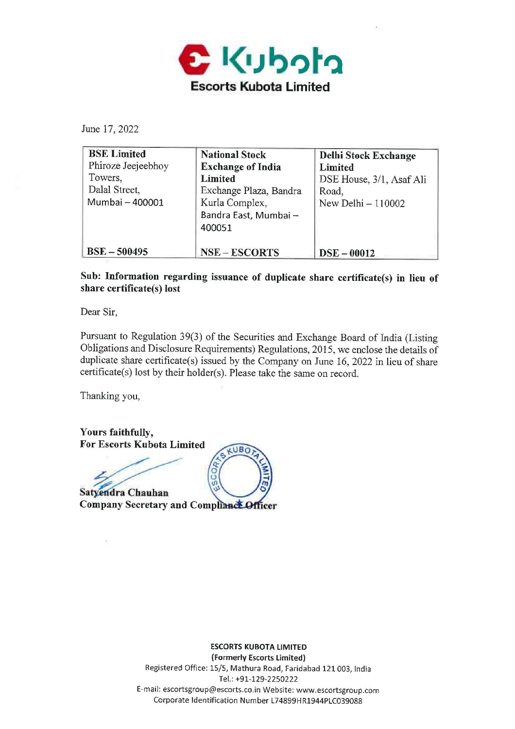**Escorts Kubota Limited**

June 17, 2022

| BSE Limited<br>Phiroze Jeejeebhoy Towers,<br>Dalal Street,<br>Mumbai – 400001 | National Stock Exchange of India Limited<br>Exchange Plaza, Bandra Kurla Complex,<br>Bandra East, Mumbai – 400051 | Delhi Stock Exchange Limited<br>DSE House, 3/1, Asaf Ali Road,<br>New Delhi – 110002 |
|---|---|---|
| **BSE – 500495** | **NSE – ESCORTS** | **DSE – 00012** |

**Sub: Information regarding issuance of duplicate share certificate(s) in lieu of share certificate(s) lost**

Dear Sir,

Pursuant to Regulation 39(3) of the Securities and Exchange Board of India (Listing Obligations and Disclosure Requirements) Regulations, 2015, we enclose the details of duplicate share certificate(s) issued by the Company on June 16, 2022 in lieu of share certificate(s) lost by their holder(s). Please take the same on record.

Thanking you,

**Yours faithfully,**
**For Escorts Kubota Limited**

**Satyendra Chauhan**
**Company Secretary and Compliance Officer**

**ESCORTS KUBOTA LIMITED**
**(Formerly Escorts Limited)**
Registered Office: 15/5, Mathura Road, Faridabad 121 003, India
Tel.: +91-129-2250222
E-mail: escortsgroup@escorts.co.in Website: www.escortsgroup.com
Corporate Identification Number L74899HR1944PLC039088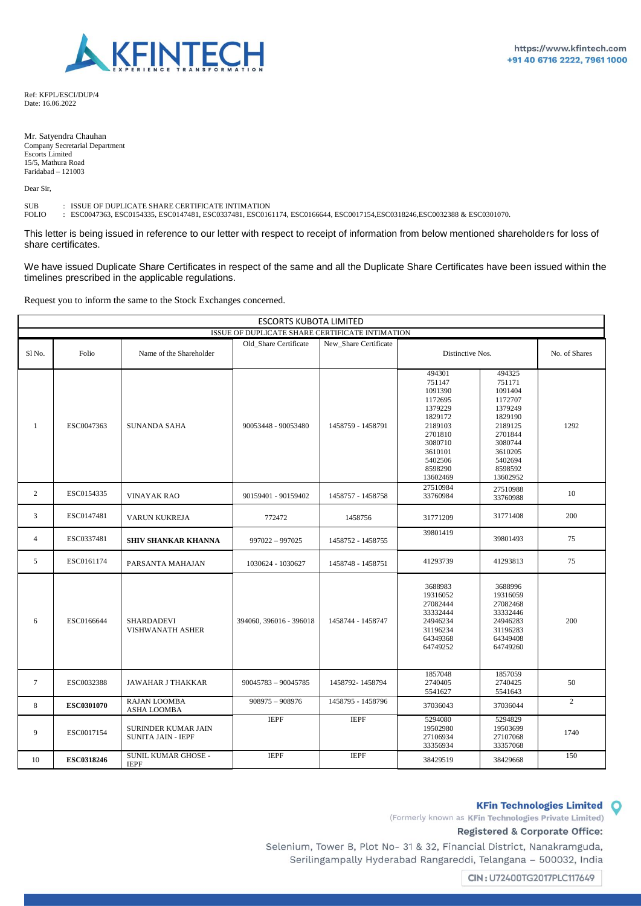KFINTECH
EXPERIENCE TRANSFORMATION

https://www.kfintech.com
+91 40 6716 2222, 7961 1000

Ref: KFPL/ESCI/DUP/4
Date: 16.06.2022

Mr. Satyendra Chauhan
Company Secretarial Department
Escorts Limited
15/5, Mathura Road
Faridabad – 121003

Dear Sir,

SUB : ISSUE OF DUPLICATE SHARE CERTIFICATE INTIMATION
FOLIO : ESC0047363, ESC0154335, ESC0147481, ESC0337481, ESC0161174, ESC0166644, ESC0017154,ESC0318246,ESC0032388 & ESC0301070.

This letter is being issued in reference to our letter with respect to receipt of information from below mentioned shareholders for loss of share certificates.

We have issued Duplicate Share Certificates in respect of the same and all the Duplicate Share Certificates have been issued within the timelines prescribed in the applicable regulations.

Request you to inform the same to the Stock Exchanges concerned.

**ESCORTS KUBOTA LIMITED**

**ISSUE OF DUPLICATE SHARE CERTIFICATE INTIMATION**

| Sl No. | Folio | Name of the Shareholder | Old_Share Certificate | New_Share Certificate | Distinctive Nos. | | No. of Shares |
|---|---|---|---|---|---|---|---|
| 1 | ESC0047363 | SUNANDA SAHA | 90053448 - 90053480 | 1458759 - 1458791 | 494301<br>751147<br>1091390<br>1172695<br>1379229<br>1829172<br>2189103<br>2701810<br>3080710<br>3610101<br>5402506<br>8598290<br>13602469 | 494325<br>751171<br>1091404<br>1172707<br>1379249<br>1829190<br>2189125<br>2701844<br>3080744<br>3610205<br>5402694<br>8598592<br>13602952 | 1292 |
| 2 | ESC0154335 | VINAYAK RAO | 90159401 - 90159402 | 1458757 - 1458758 | 27510984<br>33760984 | 27510988<br>33760988 | 10 |
| 3 | ESC0147481 | VARUN KUKREJA | 772472 | 1458756 | 31771209 | 31771408 | 200 |
| 4 | ESC0337481 | **SHIV SHANKAR KHANNA** | 997022 – 997025 | 1458752 - 1458755 | 39801419 | 39801493 | 75 |
| 5 | ESC0161174 | PARSANTA MAHAJAN | 1030624 - 1030627 | 1458748 - 1458751 | 41293739 | 41293813 | 75 |
| 6 | ESC0166644 | SHARDADEVI VISHWANATH ASHER | 394060, 396016 - 396018 | 1458744 - 1458747 | 3688983<br>19316052<br>27082444<br>33332444<br>24946234<br>31196234<br>64349368<br>64749252 | 3688996<br>19316059<br>27082468<br>33332446<br>24946283<br>31196283<br>64349408<br>64749260 | 200 |
| 7 | ESC0032388 | JAWAHAR J THAKKAR | 90045783 – 90045785 | 1458792- 1458794 | 1857048<br>2740405<br>5541627 | 1857059<br>2740425<br>5541643 | 50 |
| 8 | **ESC0301070** | RAJAN LOOMBA<br>ASHA LOOMBA | 908975 – 908976 | 1458795 - 1458796 | 37036043 | 37036044 | 2 |
| 9 | ESC0017154 | SURINDER KUMAR JAIN<br>SUNITA JAIN - IEPF | IEPF | IEPF | 5294080<br>19502980<br>27106934<br>33356934 | 5294829<br>19503699<br>27107068<br>33357068 | 1740 |
| 10 | **ESC0318246** | SUNIL KUMAR GHOSE - IEPF | IEPF | IEPF | 38429519 | 38429668 | 150 |

**KFin Technologies Limited**
(Formerly known as **KFin Technologies Private Limited**)

**Registered & Corporate Office:**
Selenium, Tower B, Plot No- 31 & 32, Financial District, Nanakramguda, Serilingampally Hyderabad Rangareddi, Telangana – 500032, India

CIN: U72400TG2017PLC117649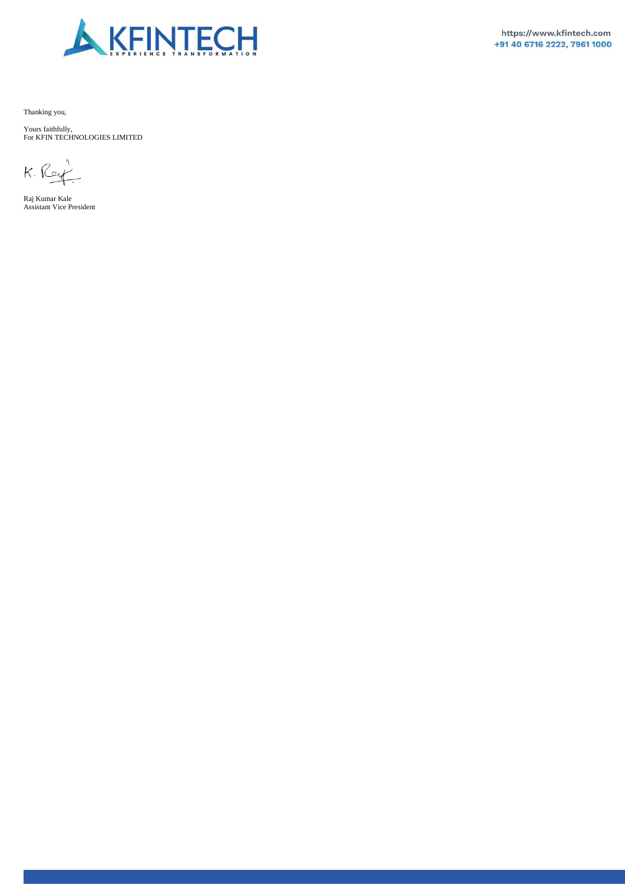Thanking you,

Yours faithfully,
For KFIN TECHNOLOGIES LIMITED

K. Raj

Raj Kumar Kale
Assistant Vice President